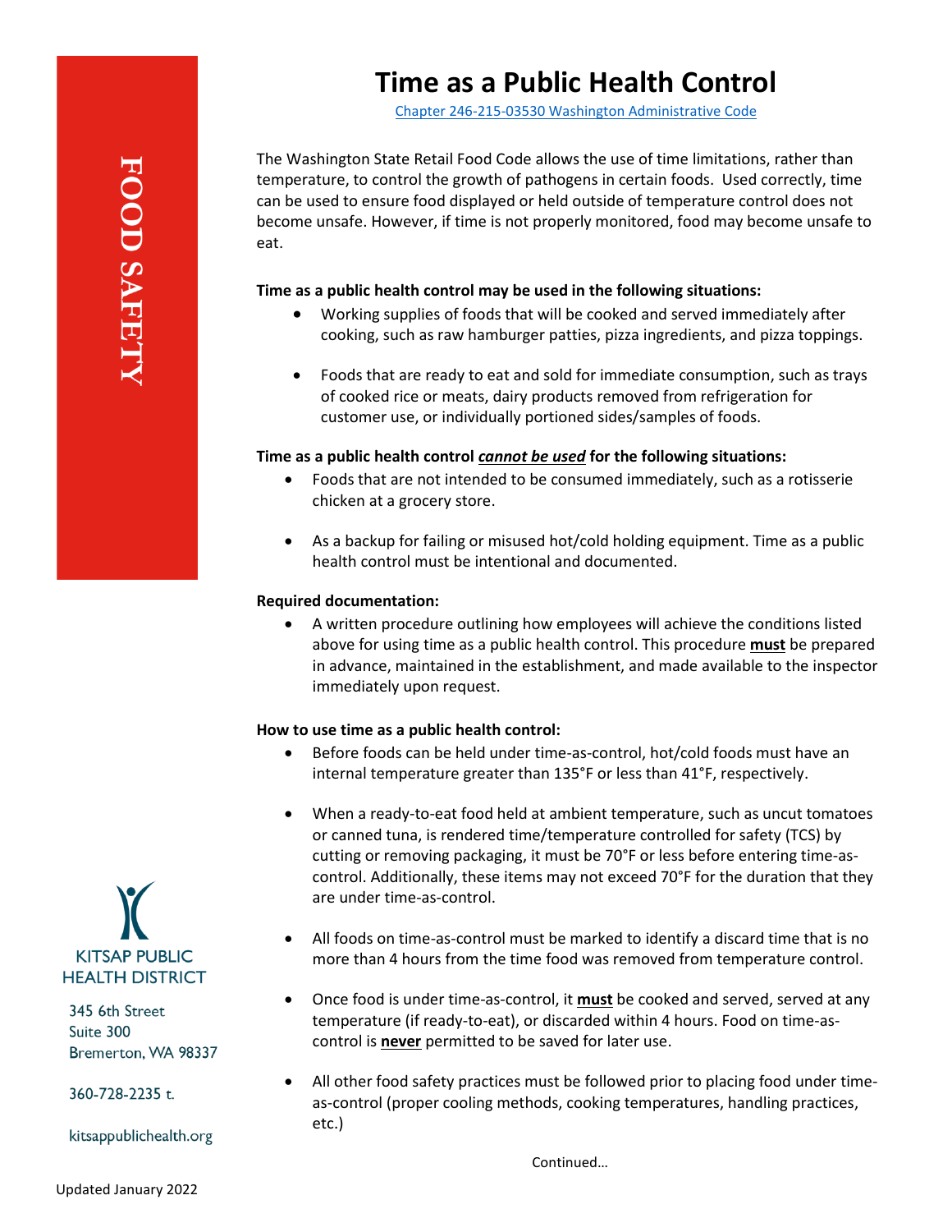FOOD SAFETY

# Time as a Public Health Control

[Chapter 246-215-03530 Washington Administrative Code]

The Washington State Retail Food Code allows the use of time limitations, rather than temperature, to control the growth of pathogens in certain foods. Used correctly, time can be used to ensure food displayed or held outside of temperature control does not become unsafe. However, if time is not properly monitored, food may become unsafe to eat.

**Time as a public health control may be used in the following situations:**

- Working supplies of foods that will be cooked and served immediately after cooking, such as raw hamburger patties, pizza ingredients, and pizza toppings.
- Foods that are ready to eat and sold for immediate consumption, such as trays of cooked rice or meats, dairy products removed from refrigeration for customer use, or individually portioned sides/samples of foods.

**Time as a public health control *cannot be used* for the following situations:**

- Foods that are not intended to be consumed immediately, such as a rotisserie chicken at a grocery store.
- As a backup for failing or misused hot/cold holding equipment. Time as a public health control must be intentional and documented.

**Required documentation:**

- A written procedure outlining how employees will achieve the conditions listed above for using time as a public health control. This procedure **must** be prepared in advance, maintained in the establishment, and made available to the inspector immediately upon request.

**How to use time as a public health control:**

- Before foods can be held under time-as-control, hot/cold foods must have an internal temperature greater than 135°F or less than 41°F, respectively.
- When a ready-to-eat food held at ambient temperature, such as uncut tomatoes or canned tuna, is rendered time/temperature controlled for safety (TCS) by cutting or removing packaging, it must be 70°F or less before entering time-as-control. Additionally, these items may not exceed 70°F for the duration that they are under time-as-control.
- All foods on time-as-control must be marked to identify a discard time that is no more than 4 hours from the time food was removed from temperature control.
- Once food is under time-as-control, it **must** be cooked and served, served at any temperature (if ready-to-eat), or discarded within 4 hours. Food on time-as-control is **never** permitted to be saved for later use.
- All other food safety practices must be followed prior to placing food under time-as-control (proper cooling methods, cooking temperatures, handling practices, etc.)

Continued…

KITSAP PUBLIC HEALTH DISTRICT

345 6th Street
Suite 300
Bremerton, WA 98337

360-728-2235 t.

kitsappublichealth.org

Updated January 2022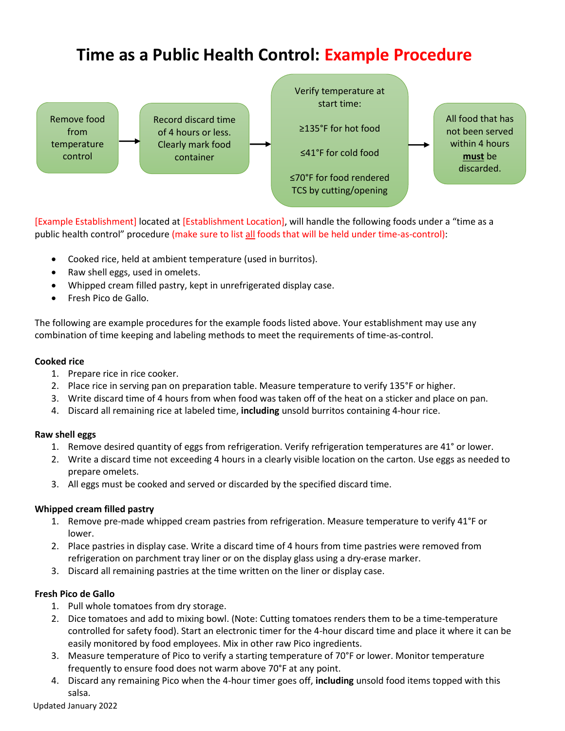# Time as a Public Health Control: Example Procedure

Remove food from temperature control → Record discard time of 4 hours or less. Clearly mark food container → Verify temperature at start time: ≥135°F for hot food, ≤41°F for cold food, ≤70°F for food rendered TCS by cutting/opening → All food that has not been served within 4 hours **must** be discarded.

[Example Establishment] located at [Establishment Location], will handle the following foods under a "time as a public health control" procedure (make sure to list all foods that will be held under time-as-control):

- Cooked rice, held at ambient temperature (used in burritos).
- Raw shell eggs, used in omelets.
- Whipped cream filled pastry, kept in unrefrigerated display case.
- Fresh Pico de Gallo.

The following are example procedures for the example foods listed above. Your establishment may use any combination of time keeping and labeling methods to meet the requirements of time-as-control.

**Cooked rice**

1. Prepare rice in rice cooker.
2. Place rice in serving pan on preparation table. Measure temperature to verify 135°F or higher.
3. Write discard time of 4 hours from when food was taken off of the heat on a sticker and place on pan.
4. Discard all remaining rice at labeled time, **including** unsold burritos containing 4-hour rice.

**Raw shell eggs**

1. Remove desired quantity of eggs from refrigeration. Verify refrigeration temperatures are 41° or lower.
2. Write a discard time not exceeding 4 hours in a clearly visible location on the carton. Use eggs as needed to prepare omelets.
3. All eggs must be cooked and served or discarded by the specified discard time.

**Whipped cream filled pastry**

1. Remove pre-made whipped cream pastries from refrigeration. Measure temperature to verify 41°F or lower.
2. Place pastries in display case. Write a discard time of 4 hours from time pastries were removed from refrigeration on parchment tray liner or on the display glass using a dry-erase marker.
3. Discard all remaining pastries at the time written on the liner or display case.

**Fresh Pico de Gallo**

1. Pull whole tomatoes from dry storage.
2. Dice tomatoes and add to mixing bowl. (Note: Cutting tomatoes renders them to be a time-temperature controlled for safety food). Start an electronic timer for the 4-hour discard time and place it where it can be easily monitored by food employees. Mix in other raw Pico ingredients.
3. Measure temperature of Pico to verify a starting temperature of 70°F or lower. Monitor temperature frequently to ensure food does not warm above 70°F at any point.
4. Discard any remaining Pico when the 4-hour timer goes off, **including** unsold food items topped with this salsa.

Updated January 2022